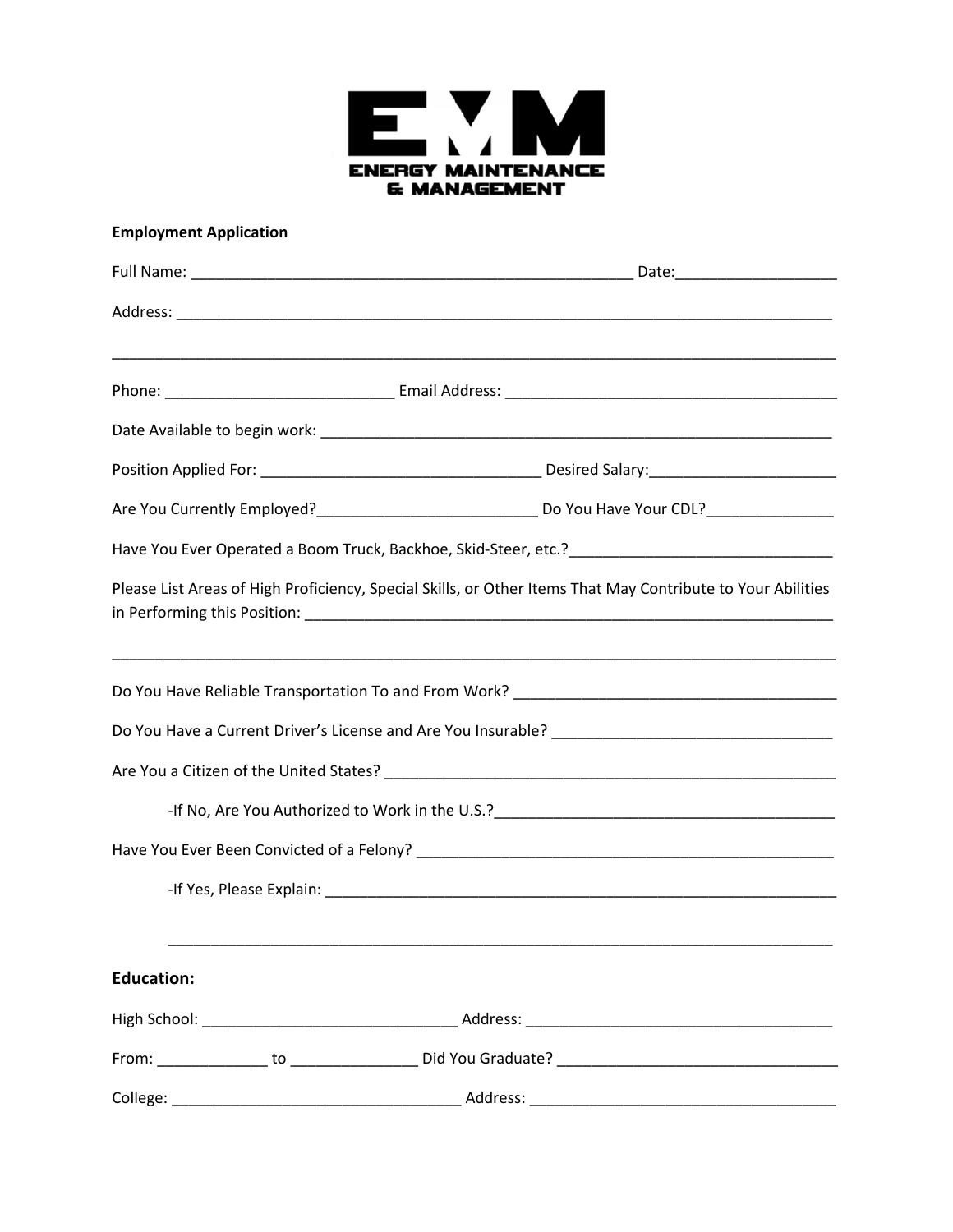**ENERGY MAINTENANCE & MANAGEMENT**

**Employment Application**

Full Name: ______________________________________________ Date:________________

Address: ______________________________________________________________________

______________________________________________________________________________

Phone: ________________________ Email Address: ___________________________________

Date Available to begin work: ______________________________________________________

Position Applied For: _____________________________ Desired Salary:___________________

Are You Currently Employed?_______________________ Do You Have Your CDL?_____________

Have You Ever Operated a Boom Truck, Backhoe, Skid-Steer, etc.?__________________________

Please List Areas of High Proficiency, Special Skills, or Other Items That May Contribute to Your Abilities in Performing this Position: _________________________________________________________

______________________________________________________________________________

Do You Have Reliable Transportation To and From Work? _________________________________

Do You Have a Current Driver's License and Are You Insurable? ____________________________

Are You a Citizen of the United States? ______________________________________________

-If No, Are You Authorized to Work in the U.S.?____________________________________

Have You Ever Been Convicted of a Felony? ___________________________________________

-If Yes, Please Explain: ______________________________________________________

______________________________________________________________________

## Education:

High School: __________________________ Address: _______________________________

From: ___________ to ____________ Did You Graduate? ___________________________

College: ______________________________ Address: _______________________________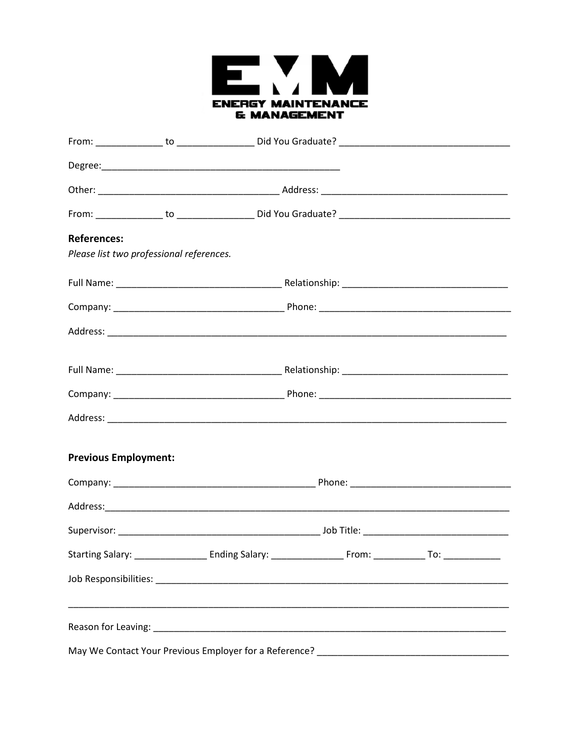**ENERGY MAINTENANCE & MANAGEMENT**

From: _____________ to ______________ Did You Graduate? _______________________________

Degree:_____________________________________________

Other: __________________________________ Address: ___________________________________

From: _____________ to ______________ Did You Graduate? _______________________________

**References:**

*Please list two professional references.*

Full Name: ______________________________ Relationship: ______________________________

Company: _______________________________ Phone: ___________________________________

Address: ___________________________________________________________________________

Full Name: ______________________________ Relationship: ______________________________

Company: _______________________________ Phone: ___________________________________

Address: ___________________________________________________________________________

**Previous Employment:**

Company: _____________________________________ Phone: _____________________________

Address:____________________________________________________________________________

Supervisor: _____________________________________ Job Title: ____________________________

Starting Salary: ______________ Ending Salary: ______________ From: __________ To: ___________

Job Responsibilities: _________________________________________________________________

____________________________________________________________________________________

Reason for Leaving: _________________________________________________________________

May We Contact Your Previous Employer for a Reference? ____________________________________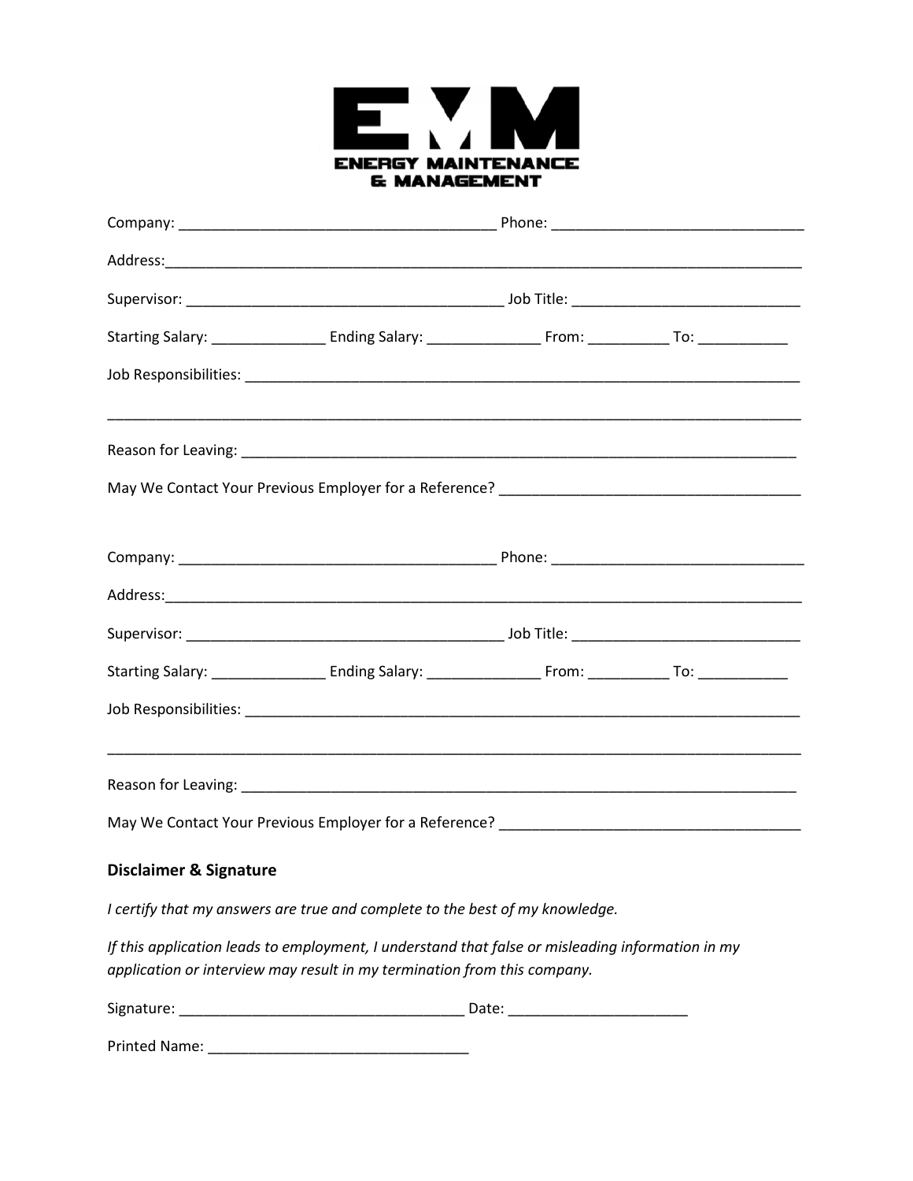EVM

ENERGY MAINTENANCE & MANAGEMENT

Company: ______________________________________ Phone: ______________________________

Address:_________________________________________________________________________

Supervisor: ______________________________________ Job Title: ____________________________

Starting Salary: ______________ Ending Salary: ______________ From: __________ To: ___________

Job Responsibilities: _________________________________________________________________

_________________________________________________________________________________

Reason for Leaving: __________________________________________________________________

May We Contact Your Previous Employer for a Reference? ____________________________________

Company: ______________________________________ Phone: ______________________________

Address:_________________________________________________________________________

Supervisor: ______________________________________ Job Title: ____________________________

Starting Salary: ______________ Ending Salary: ______________ From: __________ To: ___________

Job Responsibilities: _________________________________________________________________

_________________________________________________________________________________

Reason for Leaving: __________________________________________________________________

May We Contact Your Previous Employer for a Reference? ____________________________________

### Disclaimer & Signature

*I certify that my answers are true and complete to the best of my knowledge.*

*If this application leads to employment, I understand that false or misleading information in my application or interview may result in my termination from this company.*

Signature: ___________________________________ Date: ______________________

Printed Name: ________________________________